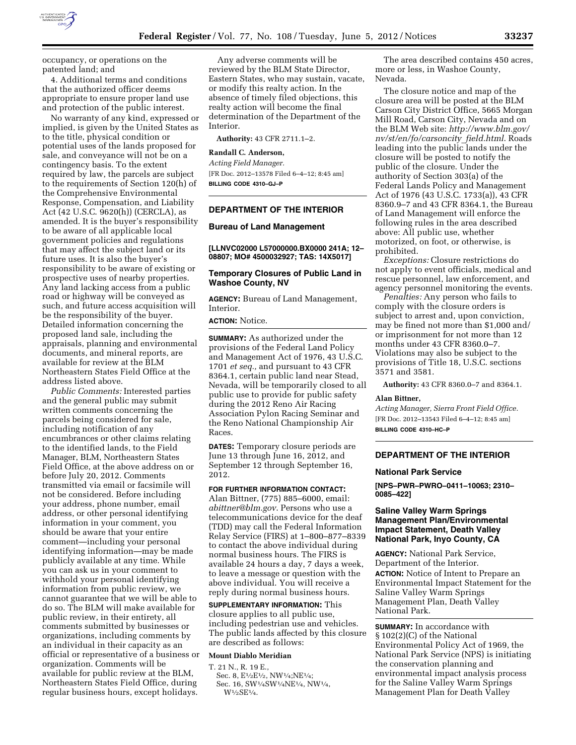occupancy, or operations on the patented land; and

4. Additional terms and conditions that the authorized officer deems appropriate to ensure proper land use and protection of the public interest.

No warranty of any kind, expressed or implied, is given by the United States as to the title, physical condition or potential uses of the lands proposed for sale, and conveyance will not be on a contingency basis. To the extent required by law, the parcels are subject to the requirements of Section 120(h) of the Comprehensive Environmental Response, Compensation, and Liability Act (42 U.S.C. 9620(h)) (CERCLA), as amended. It is the buyer's responsibility to be aware of all applicable local government policies and regulations that may affect the subject land or its future uses. It is also the buyer's responsibility to be aware of existing or prospective uses of nearby properties. Any land lacking access from a public road or highway will be conveyed as such, and future access acquisition will be the responsibility of the buyer. Detailed information concerning the proposed land sale, including the appraisals, planning and environmental documents, and mineral reports, are available for review at the BLM Northeastern States Field Office at the address listed above.

*Public Comments:* Interested parties and the general public may submit written comments concerning the parcels being considered for sale, including notification of any encumbrances or other claims relating to the identified lands, to the Field Manager, BLM, Northeastern States Field Office, at the above address on or before July 20, 2012. Comments transmitted via email or facsimile will not be considered. Before including your address, phone number, email address, or other personal identifying information in your comment, you should be aware that your entire comment—including your personal identifying information—may be made publicly available at any time. While you can ask us in your comment to withhold your personal identifying information from public review, we cannot guarantee that we will be able to do so. The BLM will make available for public review, in their entirety, all comments submitted by businesses or organizations, including comments by an individual in their capacity as an official or representative of a business or organization. Comments will be available for public review at the BLM, Northeastern States Field Office, during regular business hours, except holidays.

Any adverse comments will be reviewed by the BLM State Director, Eastern States, who may sustain, vacate, or modify this realty action. In the absence of timely filed objections, this realty action will become the final determination of the Department of the Interior.

**Authority:** 43 CFR 2711.1–2.

**Randall C. Anderson,**

*Acting Field Manager.*

[FR Doc. 2012–13578 Filed 6–4–12; 8:45 am]

**BILLING CODE 4310–GJ–P**

## DEPARTMENT OF THE INTERIOR

### Bureau of Land Management

**[LLNVC02000 L57000000.BX0000 241A; 12–08807; MO# 4500032927; TAS: 14X5017]**

### Temporary Closures of Public Land in Washoe County, NV

**AGENCY:** Bureau of Land Management, Interior.

**ACTION:** Notice.

**SUMMARY:** As authorized under the provisions of the Federal Land Policy and Management Act of 1976, 43 U.S.C. 1701 *et seq.,* and pursuant to 43 CFR 8364.1, certain public land near Stead, Nevada, will be temporarily closed to all public use to provide for public safety during the 2012 Reno Air Racing Association Pylon Racing Seminar and the Reno National Championship Air Races.

**DATES:** Temporary closure periods are June 13 through June 16, 2012, and September 12 through September 16, 2012.

**FOR FURTHER INFORMATION CONTACT:** Alan Bittner, (775) 885–6000, email: *abittner@blm.gov*. Persons who use a telecommunications device for the deaf (TDD) may call the Federal Information Relay Service (FIRS) at 1–800–877–8339 to contact the above individual during normal business hours. The FIRS is available 24 hours a day, 7 days a week, to leave a message or question with the above individual. You will receive a reply during normal business hours.

**SUPPLEMENTARY INFORMATION:** This closure applies to all public use, including pedestrian use and vehicles. The public lands affected by this closure are described as follows:

**Mount Diablo Meridian**

T. 21 N., R. 19 E.,
Sec. 8, E½E½, NW¼;NE¼;
Sec. 16, SW¼SW¼NE¼, NW¼, W½SE¼.

The area described contains 450 acres, more or less, in Washoe County, Nevada.

The closure notice and map of the closure area will be posted at the BLM Carson City District Office, 5665 Morgan Mill Road, Carson City, Nevada and on the BLM Web site: *http://www.blm.gov/nv/st/en/fo/carsoncity_field.html*. Roads leading into the public lands under the closure will be posted to notify the public of the closure. Under the authority of Section 303(a) of the Federal Lands Policy and Management Act of 1976 (43 U.S.C. 1733(a)), 43 CFR 8360.9–7 and 43 CFR 8364.1, the Bureau of Land Management will enforce the following rules in the area described above: All public use, whether motorized, on foot, or otherwise, is prohibited.

*Exceptions:* Closure restrictions do not apply to event officials, medical and rescue personnel, law enforcement, and agency personnel monitoring the events.

*Penalties:* Any person who fails to comply with the closure orders is subject to arrest and, upon conviction, may be fined not more than $1,000 and/or imprisonment for not more than 12 months under 43 CFR 8360.0–7. Violations may also be subject to the provisions of Title 18, U.S.C. sections 3571 and 3581.

**Authority:** 43 CFR 8360.0–7 and 8364.1.

**Alan Bittner,**

*Acting Manager, Sierra Front Field Office.*

[FR Doc. 2012–13543 Filed 6–4–12; 8:45 am]

**BILLING CODE 4310–HC–P**

## DEPARTMENT OF THE INTERIOR

### National Park Service

**[NPS–PWR–PWRO–0411–10063; 2310–0085–422]**

### Saline Valley Warm Springs Management Plan/Environmental Impact Statement, Death Valley National Park, Inyo County, CA

**AGENCY:** National Park Service, Department of the Interior.

**ACTION:** Notice of Intent to Prepare an Environmental Impact Statement for the Saline Valley Warm Springs Management Plan, Death Valley National Park.

**SUMMARY:** In accordance with § 102(2)(C) of the National Environmental Policy Act of 1969, the National Park Service (NPS) is initiating the conservation planning and environmental impact analysis process for the Saline Valley Warm Springs Management Plan for Death Valley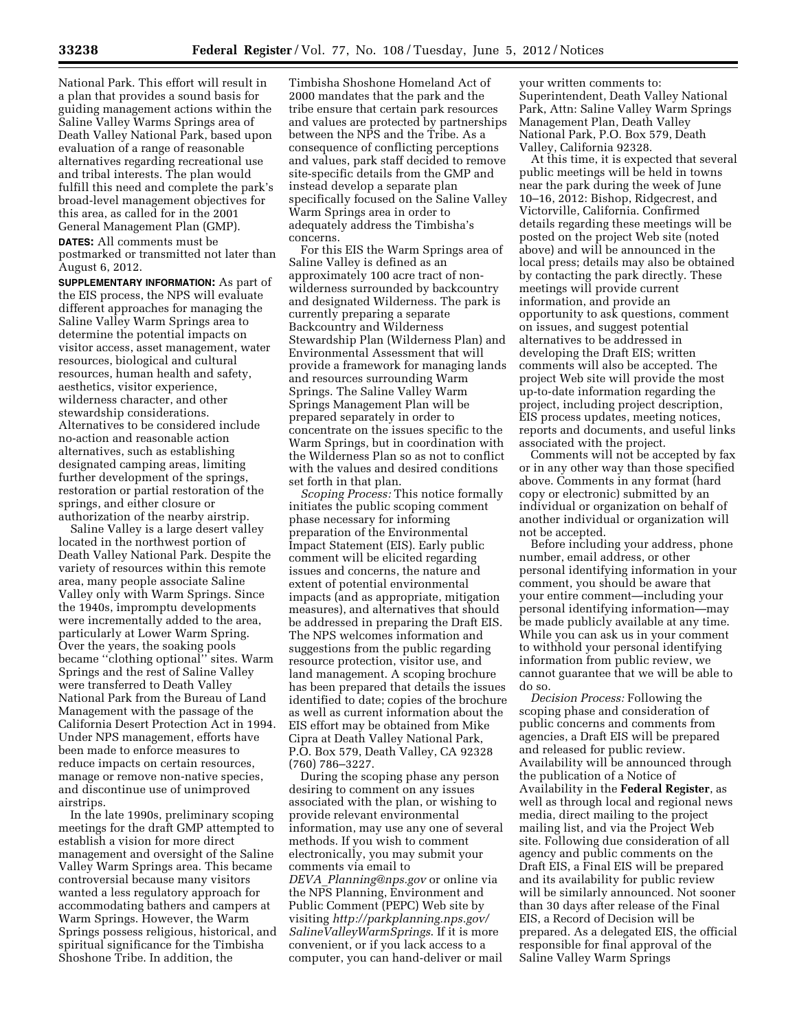National Park. This effort will result in a plan that provides a sound basis for guiding management actions within the Saline Valley Warms Springs area of Death Valley National Park, based upon evaluation of a range of reasonable alternatives regarding recreational use and tribal interests. The plan would fulfill this need and complete the park's broad-level management objectives for this area, as called for in the 2001 General Management Plan (GMP).

**DATES:** All comments must be postmarked or transmitted not later than August 6, 2012.

**SUPPLEMENTARY INFORMATION:** As part of the EIS process, the NPS will evaluate different approaches for managing the Saline Valley Warm Springs area to determine the potential impacts on visitor access, asset management, water resources, biological and cultural resources, human health and safety, aesthetics, visitor experience, wilderness character, and other stewardship considerations. Alternatives to be considered include no-action and reasonable action alternatives, such as establishing designated camping areas, limiting further development of the springs, restoration or partial restoration of the springs, and either closure or authorization of the nearby airstrip.

Saline Valley is a large desert valley located in the northwest portion of Death Valley National Park. Despite the variety of resources within this remote area, many people associate Saline Valley only with Warm Springs. Since the 1940s, impromptu developments were incrementally added to the area, particularly at Lower Warm Spring. Over the years, the soaking pools became "clothing optional" sites. Warm Springs and the rest of Saline Valley were transferred to Death Valley National Park from the Bureau of Land Management with the passage of the California Desert Protection Act in 1994. Under NPS management, efforts have been made to enforce measures to reduce impacts on certain resources, manage or remove non-native species, and discontinue use of unimproved airstrips.

In the late 1990s, preliminary scoping meetings for the draft GMP attempted to establish a vision for more direct management and oversight of the Saline Valley Warm Springs area. This became controversial because many visitors wanted a less regulatory approach for accommodating bathers and campers at Warm Springs. However, the Warm Springs possess religious, historical, and spiritual significance for the Timbisha Shoshone Tribe. In addition, the Timbisha Shoshone Homeland Act of 2000 mandates that the park and the tribe ensure that certain park resources and values are protected by partnerships between the NPS and the Tribe. As a consequence of conflicting perceptions and values, park staff decided to remove site-specific details from the GMP and instead develop a separate plan specifically focused on the Saline Valley Warm Springs area in order to adequately address the Timbisha's concerns.

For this EIS the Warm Springs area of Saline Valley is defined as an approximately 100 acre tract of non-wilderness surrounded by backcountry and designated Wilderness. The park is currently preparing a separate Backcountry and Wilderness Stewardship Plan (Wilderness Plan) and Environmental Assessment that will provide a framework for managing lands and resources surrounding Warm Springs. The Saline Valley Warm Springs Management Plan will be prepared separately in order to concentrate on the issues specific to the Warm Springs, but in coordination with the Wilderness Plan so as not to conflict with the values and desired conditions set forth in that plan.

*Scoping Process:* This notice formally initiates the public scoping comment phase necessary for informing preparation of the Environmental Impact Statement (EIS). Early public comment will be elicited regarding issues and concerns, the nature and extent of potential environmental impacts (and as appropriate, mitigation measures), and alternatives that should be addressed in preparing the Draft EIS. The NPS welcomes information and suggestions from the public regarding resource protection, visitor use, and land management. A scoping brochure has been prepared that details the issues identified to date; copies of the brochure as well as current information about the EIS effort may be obtained from Mike Cipra at Death Valley National Park, P.O. Box 579, Death Valley, CA 92328 (760) 786–3227.

During the scoping phase any person desiring to comment on any issues associated with the plan, or wishing to provide relevant environmental information, may use any one of several methods. If you wish to comment electronically, you may submit your comments via email to *DEVA_Planning@nps.gov* or online via the NPS Planning, Environment and Public Comment (PEPC) Web site by visiting *http://parkplanning.nps.gov/SalineValleyWarmSprings*. If it is more convenient, or if you lack access to a computer, you can hand-deliver or mail your written comments to: Superintendent, Death Valley National Park, Attn: Saline Valley Warm Springs Management Plan, Death Valley National Park, P.O. Box 579, Death Valley, California 92328.

At this time, it is expected that several public meetings will be held in towns near the park during the week of June 10–16, 2012: Bishop, Ridgecrest, and Victorville, California. Confirmed details regarding these meetings will be posted on the project Web site (noted above) and will be announced in the local press; details may also be obtained by contacting the park directly. These meetings will provide current information, and provide an opportunity to ask questions, comment on issues, and suggest potential alternatives to be addressed in developing the Draft EIS; written comments will also be accepted. The project Web site will provide the most up-to-date information regarding the project, including project description, EIS process updates, meeting notices, reports and documents, and useful links associated with the project.

Comments will not be accepted by fax or in any other way than those specified above. Comments in any format (hard copy or electronic) submitted by an individual or organization on behalf of another individual or organization will not be accepted.

Before including your address, phone number, email address, or other personal identifying information in your comment, you should be aware that your entire comment—including your personal identifying information—may be made publicly available at any time. While you can ask us in your comment to withhold your personal identifying information from public review, we cannot guarantee that we will be able to do so.

*Decision Process:* Following the scoping phase and consideration of public concerns and comments from agencies, a Draft EIS will be prepared and released for public review. Availability will be announced through the publication of a Notice of Availability in the **Federal Register**, as well as through local and regional news media, direct mailing to the project mailing list, and via the Project Web site. Following due consideration of all agency and public comments on the Draft EIS, a Final EIS will be prepared and its availability for public review will be similarly announced. Not sooner than 30 days after release of the Final EIS, a Record of Decision will be prepared. As a delegated EIS, the official responsible for final approval of the Saline Valley Warm Springs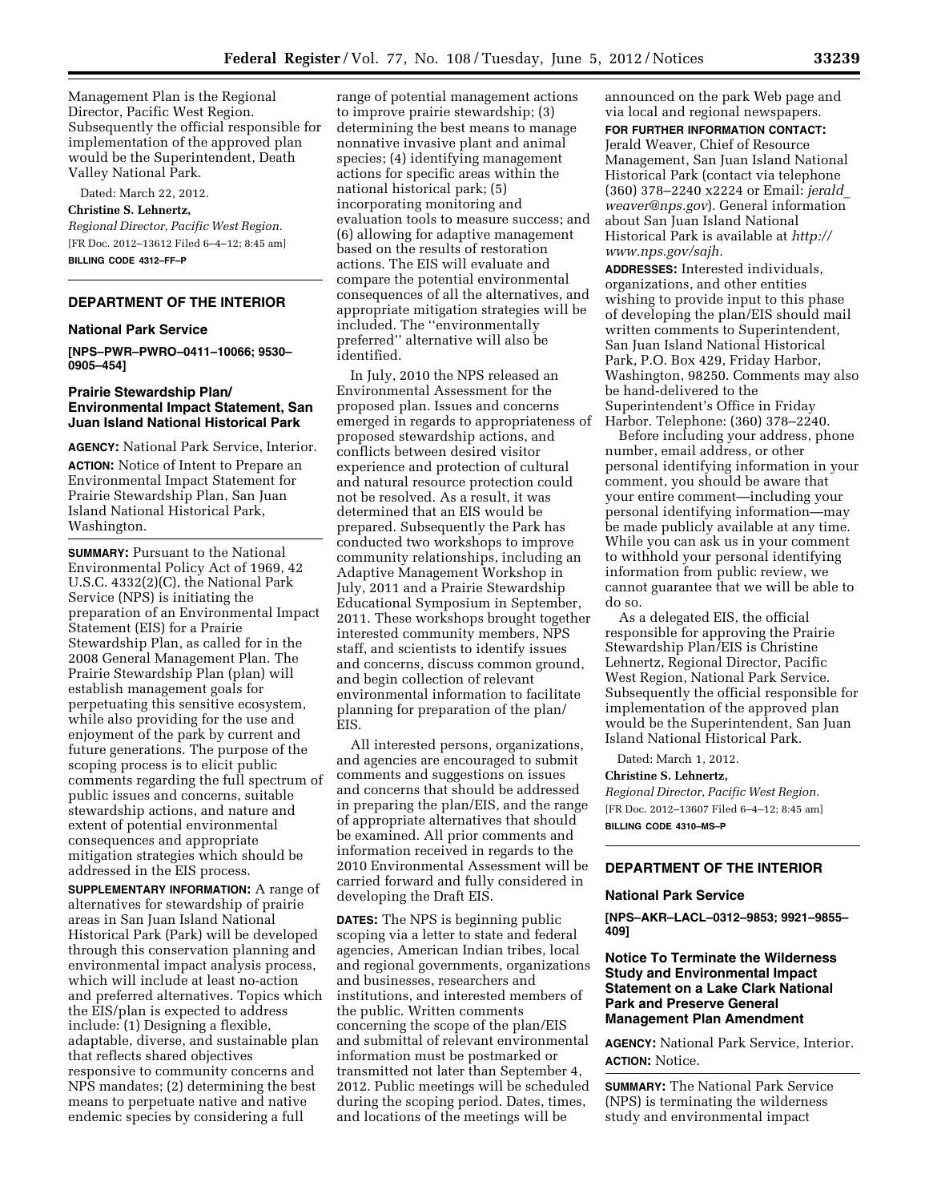Management Plan is the Regional Director, Pacific West Region. Subsequently the official responsible for implementation of the approved plan would be the Superintendent, Death Valley National Park.

Dated: March 22, 2012.

**Christine S. Lehnertz,**

*Regional Director, Pacific West Region.*

[FR Doc. 2012–13612 Filed 6–4–12; 8:45 am]

**BILLING CODE 4312–FF–P**

---

## DEPARTMENT OF THE INTERIOR

### National Park Service

**[NPS–PWR–PWRO–0411–10066; 9530–0905–454]**

### Prairie Stewardship Plan/Environmental Impact Statement, San Juan Island National Historical Park

**AGENCY:** National Park Service, Interior.

**ACTION:** Notice of Intent to Prepare an Environmental Impact Statement for Prairie Stewardship Plan, San Juan Island National Historical Park, Washington.

---

**SUMMARY:** Pursuant to the National Environmental Policy Act of 1969, 42 U.S.C. 4332(2)(C), the National Park Service (NPS) is initiating the preparation of an Environmental Impact Statement (EIS) for a Prairie Stewardship Plan, as called for in the 2008 General Management Plan. The Prairie Stewardship Plan (plan) will establish management goals for perpetuating this sensitive ecosystem, while also providing for the use and enjoyment of the park by current and future generations. The purpose of the scoping process is to elicit public comments regarding the full spectrum of public issues and concerns, suitable stewardship actions, and nature and extent of potential environmental consequences and appropriate mitigation strategies which should be addressed in the EIS process.

**SUPPLEMENTARY INFORMATION:** A range of alternatives for stewardship of prairie areas in San Juan Island National Historical Park (Park) will be developed through this conservation planning and environmental impact analysis process, which will include at least no-action and preferred alternatives. Topics which the EIS/plan is expected to address include: (1) Designing a flexible, adaptable, diverse, and sustainable plan that reflects shared objectives responsive to community concerns and NPS mandates; (2) determining the best means to perpetuate native and native endemic species by considering a full range of potential management actions to improve prairie stewardship; (3) determining the best means to manage nonnative invasive plant and animal species; (4) identifying management actions for specific areas within the national historical park; (5) incorporating monitoring and evaluation tools to measure success; and (6) allowing for adaptive management based on the results of restoration actions. The EIS will evaluate and compare the potential environmental consequences of all the alternatives, and appropriate mitigation strategies will be included. The ''environmentally preferred'' alternative will also be identified.

In July, 2010 the NPS released an Environmental Assessment for the proposed plan. Issues and concerns emerged in regards to appropriateness of proposed stewardship actions, and conflicts between desired visitor experience and protection of cultural and natural resource protection could not be resolved. As a result, it was determined that an EIS would be prepared. Subsequently the Park has conducted two workshops to improve community relationships, including an Adaptive Management Workshop in July, 2011 and a Prairie Stewardship Educational Symposium in September, 2011. These workshops brought together interested community members, NPS staff, and scientists to identify issues and concerns, discuss common ground, and begin collection of relevant environmental information to facilitate planning for preparation of the plan/EIS.

All interested persons, organizations, and agencies are encouraged to submit comments and suggestions on issues and concerns that should be addressed in preparing the plan/EIS, and the range of appropriate alternatives that should be examined. All prior comments and information received in regards to the 2010 Environmental Assessment will be carried forward and fully considered in developing the Draft EIS.

**DATES:** The NPS is beginning public scoping via a letter to state and federal agencies, American Indian tribes, local and regional governments, organizations and businesses, researchers and institutions, and interested members of the public. Written comments concerning the scope of the plan/EIS and submittal of relevant environmental information must be postmarked or transmitted not later than September 4, 2012. Public meetings will be scheduled during the scoping period. Dates, times, and locations of the meetings will be announced on the park Web page and via local and regional newspapers.

**FOR FURTHER INFORMATION CONTACT:** Jerald Weaver, Chief of Resource Management, San Juan Island National Historical Park (contact via telephone (360) 378–2240 x2224 or Email: *jerald_weaver@nps.gov*). General information about San Juan Island National Historical Park is available at *http://www.nps.gov/sajh.*

**ADDRESSES:** Interested individuals, organizations, and other entities wishing to provide input to this phase of developing the plan/EIS should mail written comments to Superintendent, San Juan Island National Historical Park, P.O. Box 429, Friday Harbor, Washington, 98250. Comments may also be hand-delivered to the Superintendent's Office in Friday Harbor. Telephone: (360) 378–2240.

Before including your address, phone number, email address, or other personal identifying information in your comment, you should be aware that your entire comment—including your personal identifying information—may be made publicly available at any time. While you can ask us in your comment to withhold your personal identifying information from public review, we cannot guarantee that we will be able to do so.

As a delegated EIS, the official responsible for approving the Prairie Stewardship Plan/EIS is Christine Lehnertz, Regional Director, Pacific West Region, National Park Service. Subsequently the official responsible for implementation of the approved plan would be the Superintendent, San Juan Island National Historical Park.

Dated: March 1, 2012.

**Christine S. Lehnertz,**

*Regional Director, Pacific West Region.*

[FR Doc. 2012–13607 Filed 6–4–12; 8:45 am]

**BILLING CODE 4310–MS–P**

---

## DEPARTMENT OF THE INTERIOR

### National Park Service

**[NPS–AKR–LACL–0312–9853; 9921–9855–409]**

### Notice To Terminate the Wilderness Study and Environmental Impact Statement on a Lake Clark National Park and Preserve General Management Plan Amendment

**AGENCY:** National Park Service, Interior.

**ACTION:** Notice.

---

**SUMMARY:** The National Park Service (NPS) is terminating the wilderness study and environmental impact